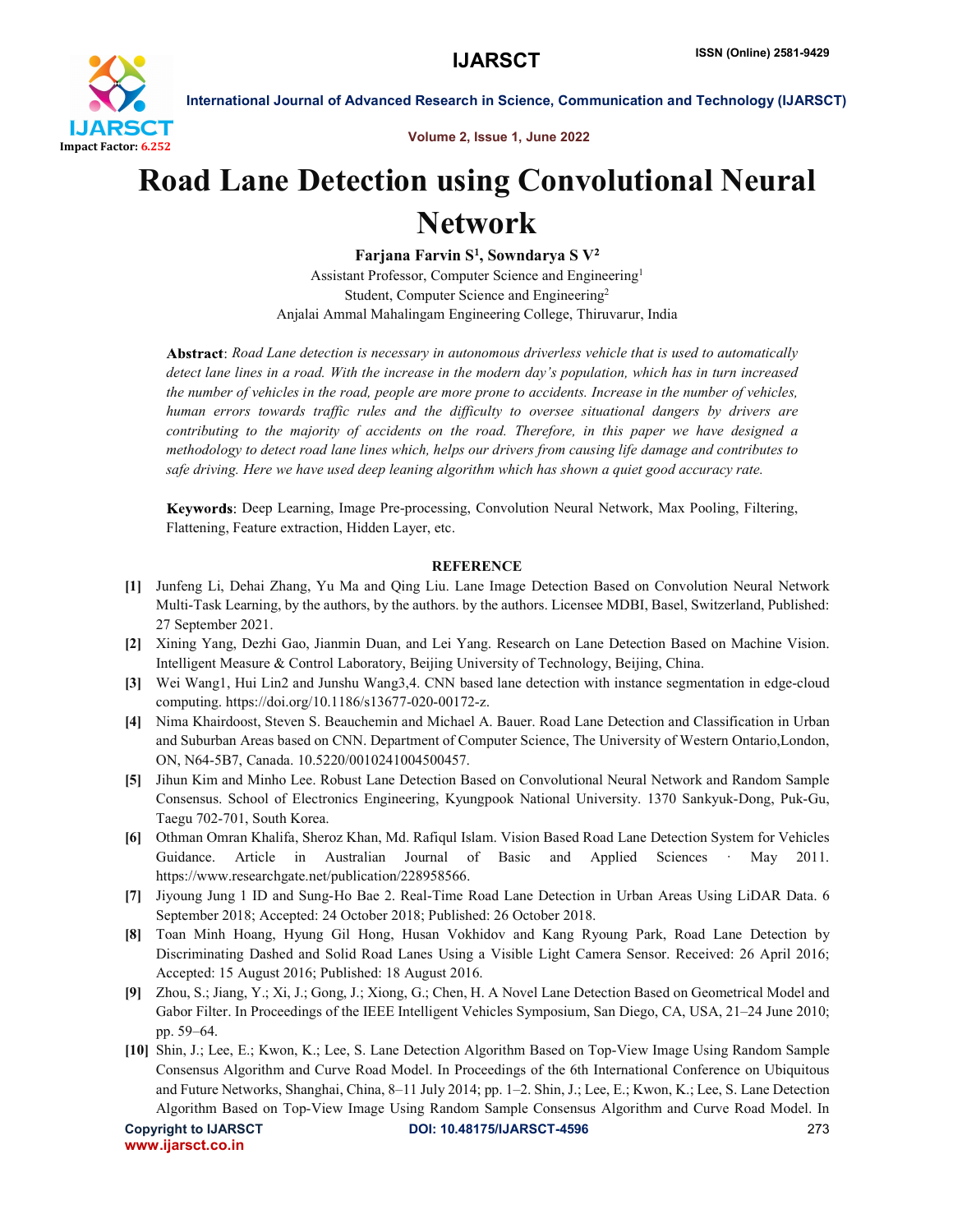# Road Lane Detection using Convolutional Neural Network

**Farjana Farvin S[1], Sowndarya S V[2]**

Assistant Professor, Computer Science and Engineering[1]

Student, Computer Science and Engineering[2]

Anjalai Ammal Mahalingam Engineering College, Thiruvarur, India

**Abstract**: *Road Lane detection is necessary in autonomous driverless vehicle that is used to automatically detect lane lines in a road. With the increase in the modern day's population, which has in turn increased the number of vehicles in the road, people are more prone to accidents. Increase in the number of vehicles, human errors towards traffic rules and the difficulty to oversee situational dangers by drivers are contributing to the majority of accidents on the road. Therefore, in this paper we have designed a methodology to detect road lane lines which, helps our drivers from causing life damage and contributes to safe driving. Here we have used deep leaning algorithm which has shown a quiet good accuracy rate.*

**Keywords**: Deep Learning, Image Pre-processing, Convolution Neural Network, Max Pooling, Filtering, Flattening, Feature extraction, Hidden Layer, etc.

## REFERENCE

[1] Junfeng Li, Dehai Zhang, Yu Ma and Qing Liu. Lane Image Detection Based on Convolution Neural Network Multi-Task Learning, by the authors, by the authors. by the authors. Licensee MDBI, Basel, Switzerland, Published: 27 September 2021.

[2] Xining Yang, Dezhi Gao, Jianmin Duan, and Lei Yang. Research on Lane Detection Based on Machine Vision. Intelligent Measure & Control Laboratory, Beijing University of Technology, Beijing, China.

[3] Wei Wang1, Hui Lin2 and Junshu Wang3,4. CNN based lane detection with instance segmentation in edge-cloud computing. https://doi.org/10.1186/s13677-020-00172-z.

[4] Nima Khairdoost, Steven S. Beauchemin and Michael A. Bauer. Road Lane Detection and Classification in Urban and Suburban Areas based on CNN. Department of Computer Science, The University of Western Ontario,London, ON, N64-5B7, Canada. 10.5220/0010241004500457.

[5] Jihun Kim and Minho Lee. Robust Lane Detection Based on Convolutional Neural Network and Random Sample Consensus. School of Electronics Engineering, Kyungpook National University. 1370 Sankyuk-Dong, Puk-Gu, Taegu 702-701, South Korea.

[6] Othman Omran Khalifa, Sheroz Khan, Md. Rafiqul Islam. Vision Based Road Lane Detection System for Vehicles Guidance. Article in Australian Journal of Basic and Applied Sciences · May 2011. https://www.researchgate.net/publication/228958566.

[7] Jiyoung Jung 1 ID and Sung-Ho Bae 2. Real-Time Road Lane Detection in Urban Areas Using LiDAR Data. 6 September 2018; Accepted: 24 October 2018; Published: 26 October 2018.

[8] Toan Minh Hoang, Hyung Gil Hong, Husan Vokhidov and Kang Ryoung Park, Road Lane Detection by Discriminating Dashed and Solid Road Lanes Using a Visible Light Camera Sensor. Received: 26 April 2016; Accepted: 15 August 2016; Published: 18 August 2016.

[9] Zhou, S.; Jiang, Y.; Xi, J.; Gong, J.; Xiong, G.; Chen, H. A Novel Lane Detection Based on Geometrical Model and Gabor Filter. In Proceedings of the IEEE Intelligent Vehicles Symposium, San Diego, CA, USA, 21–24 June 2010; pp. 59–64.

[10] Shin, J.; Lee, E.; Kwon, K.; Lee, S. Lane Detection Algorithm Based on Top-View Image Using Random Sample Consensus Algorithm and Curve Road Model. In Proceedings of the 6th International Conference on Ubiquitous and Future Networks, Shanghai, China, 8–11 July 2014; pp. 1–2. Shin, J.; Lee, E.; Kwon, K.; Lee, S. Lane Detection Algorithm Based on Top-View Image Using Random Sample Consensus Algorithm and Curve Road Model. In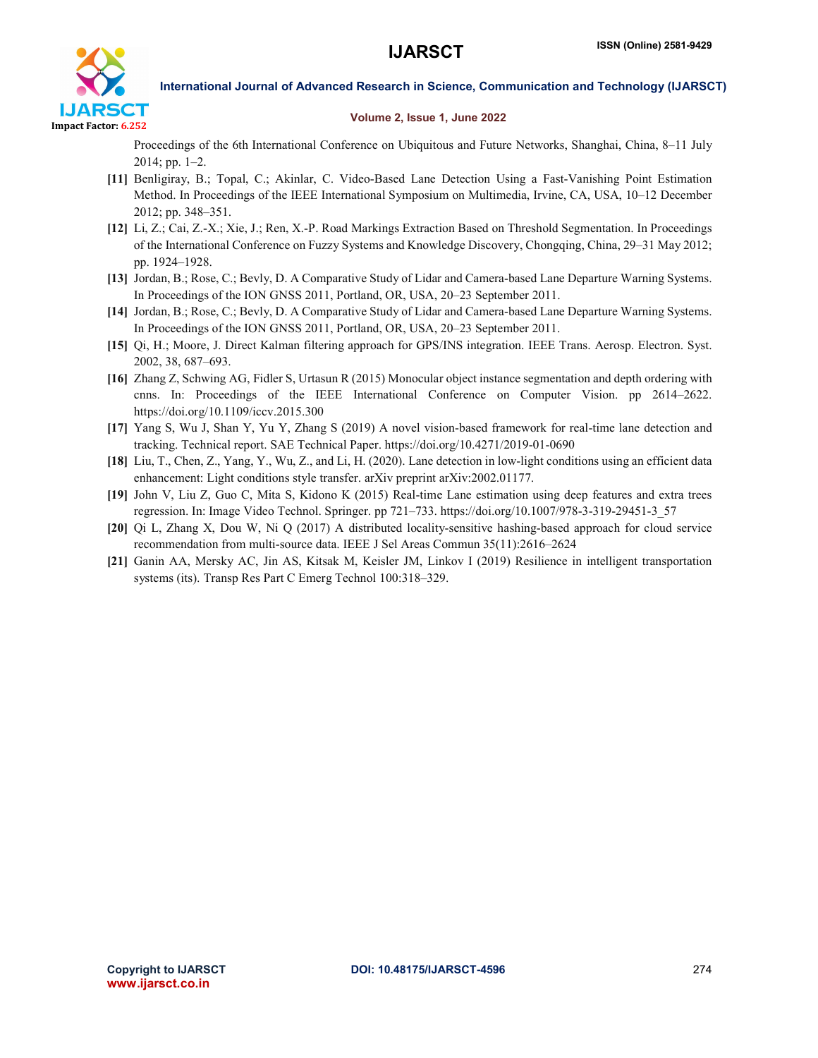Proceedings of the 6th International Conference on Ubiquitous and Future Networks, Shanghai, China, 8–11 July 2014; pp. 1–2.

- **[11]** Benligiray, B.; Topal, C.; Akinlar, C. Video-Based Lane Detection Using a Fast-Vanishing Point Estimation Method. In Proceedings of the IEEE International Symposium on Multimedia, Irvine, CA, USA, 10–12 December 2012; pp. 348–351.
- **[12]** Li, Z.; Cai, Z.-X.; Xie, J.; Ren, X.-P. Road Markings Extraction Based on Threshold Segmentation. In Proceedings of the International Conference on Fuzzy Systems and Knowledge Discovery, Chongqing, China, 29–31 May 2012; pp. 1924–1928.
- **[13]** Jordan, B.; Rose, C.; Bevly, D. A Comparative Study of Lidar and Camera-based Lane Departure Warning Systems. In Proceedings of the ION GNSS 2011, Portland, OR, USA, 20–23 September 2011.
- **[14]** Jordan, B.; Rose, C.; Bevly, D. A Comparative Study of Lidar and Camera-based Lane Departure Warning Systems. In Proceedings of the ION GNSS 2011, Portland, OR, USA, 20–23 September 2011.
- **[15]** Qi, H.; Moore, J. Direct Kalman filtering approach for GPS/INS integration. IEEE Trans. Aerosp. Electron. Syst. 2002, 38, 687–693.
- **[16]** Zhang Z, Schwing AG, Fidler S, Urtasun R (2015) Monocular object instance segmentation and depth ordering with cnns. In: Proceedings of the IEEE International Conference on Computer Vision. pp 2614–2622. https://doi.org/10.1109/iccv.2015.300
- **[17]** Yang S, Wu J, Shan Y, Yu Y, Zhang S (2019) A novel vision-based framework for real-time lane detection and tracking. Technical report. SAE Technical Paper. https://doi.org/10.4271/2019-01-0690
- **[18]** Liu, T., Chen, Z., Yang, Y., Wu, Z., and Li, H. (2020). Lane detection in low-light conditions using an efficient data enhancement: Light conditions style transfer. arXiv preprint arXiv:2002.01177.
- **[19]** John V, Liu Z, Guo C, Mita S, Kidono K (2015) Real-time Lane estimation using deep features and extra trees regression. In: Image Video Technol. Springer. pp 721–733. https://doi.org/10.1007/978-3-319-29451-3_57
- **[20]** Qi L, Zhang X, Dou W, Ni Q (2017) A distributed locality-sensitive hashing-based approach for cloud service recommendation from multi-source data. IEEE J Sel Areas Commun 35(11):2616–2624
- **[21]** Ganin AA, Mersky AC, Jin AS, Kitsak M, Keisler JM, Linkov I (2019) Resilience in intelligent transportation systems (its). Transp Res Part C Emerg Technol 100:318–329.